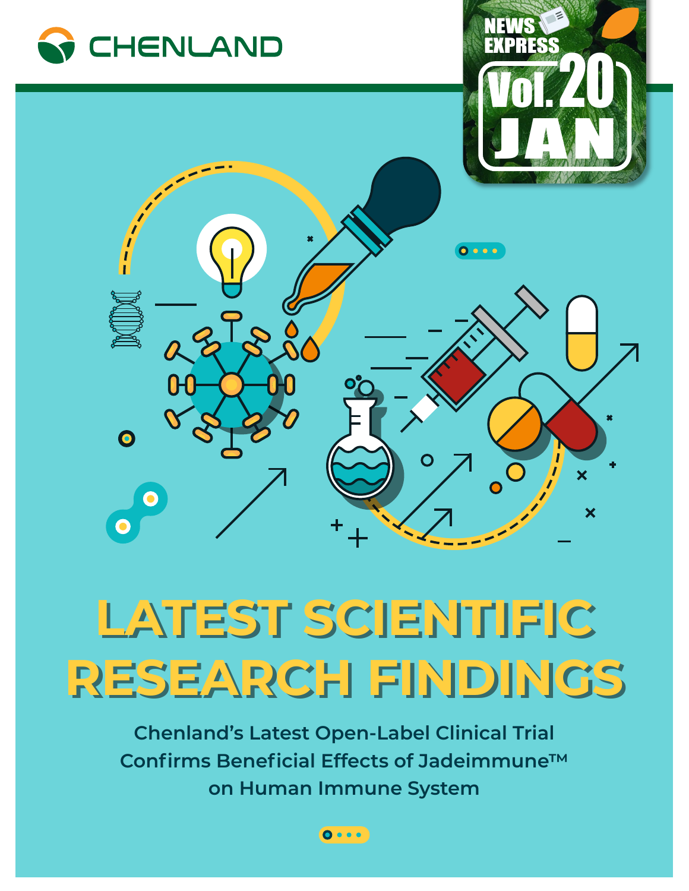CHENLAND

NEWS EXPRESS

Vol. 20 JAN

# LATEST SCIENTIFIC RESEARCH FINDINGS

## Chenland's Latest Open-Label Clinical Trial Confirms Beneficial Effects of Jadeimmune™ on Human Immune System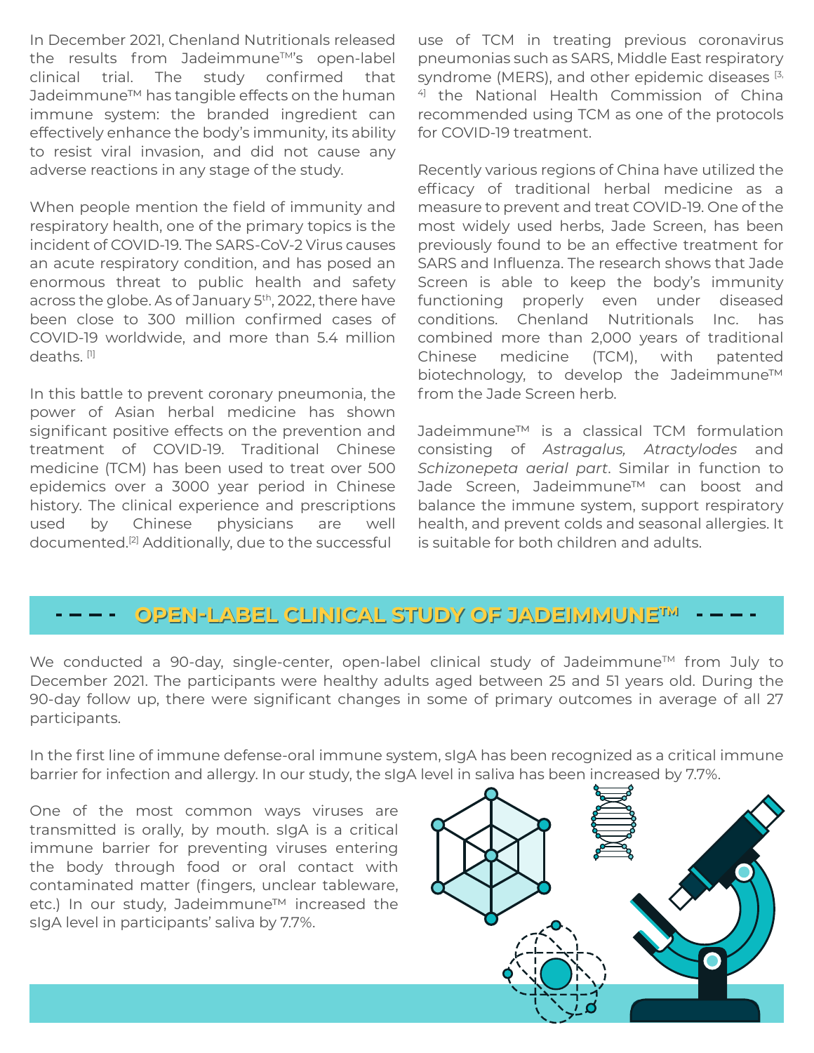In December 2021, Chenland Nutritionals released the results from Jadeimmune™'s open-label clinical trial. The study confirmed that Jadeimmune™ has tangible effects on the human immune system: the branded ingredient can effectively enhance the body's immunity, its ability to resist viral invasion, and did not cause any adverse reactions in any stage of the study.

When people mention the field of immunity and respiratory health, one of the primary topics is the incident of COVID-19. The SARS-CoV-2 Virus causes an acute respiratory condition, and has posed an enormous threat to public health and safety across the globe. As of January 5th, 2022, there have been close to 300 million confirmed cases of COVID-19 worldwide, and more than 5.4 million deaths. [1]

In this battle to prevent coronary pneumonia, the power of Asian herbal medicine has shown significant positive effects on the prevention and treatment of COVID-19. Traditional Chinese medicine (TCM) has been used to treat over 500 epidemics over a 3000 year period in Chinese history. The clinical experience and prescriptions used by Chinese physicians are well documented.[2] Additionally, due to the successful use of TCM in treating previous coronavirus pneumonias such as SARS, Middle East respiratory syndrome (MERS), and other epidemic diseases [3, 4] the National Health Commission of China recommended using TCM as one of the protocols for COVID-19 treatment.

Recently various regions of China have utilized the efficacy of traditional herbal medicine as a measure to prevent and treat COVID-19. One of the most widely used herbs, Jade Screen, has been previously found to be an effective treatment for SARS and Influenza. The research shows that Jade Screen is able to keep the body's immunity functioning properly even under diseased conditions. Chenland Nutritionals Inc. has combined more than 2,000 years of traditional Chinese medicine (TCM), with patented biotechnology, to develop the Jadeimmune™ from the Jade Screen herb.

Jadeimmune™ is a classical TCM formulation consisting of *Astragalus, Atractylodes* and *Schizonepeta aerial part*. Similar in function to Jade Screen, Jadeimmune™ can boost and balance the immune system, support respiratory health, and prevent colds and seasonal allergies. It is suitable for both children and adults.

## OPEN-LABEL CLINICAL STUDY OF JADEIMMUNE™

We conducted a 90-day, single-center, open-label clinical study of Jadeimmune™ from July to December 2021. The participants were healthy adults aged between 25 and 51 years old. During the 90-day follow up, there were significant changes in some of primary outcomes in average of all 27 participants.

In the first line of immune defense-oral immune system, sIgA has been recognized as a critical immune barrier for infection and allergy. In our study, the sIgA level in saliva has been increased by 7.7%.

One of the most common ways viruses are transmitted is orally, by mouth. sIgA is a critical immune barrier for preventing viruses entering the body through food or oral contact with contaminated matter (fingers, unclear tableware, etc.) In our study, Jadeimmune™ increased the sIgA level in participants' saliva by 7.7%.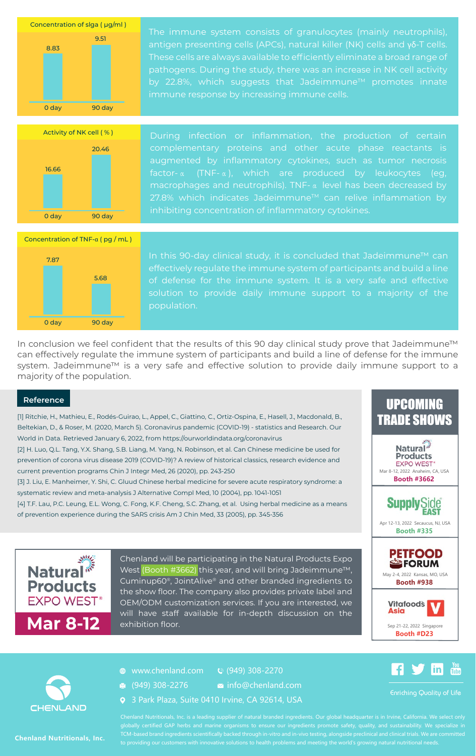Concentration of sIga ( μg/ml )

8.83

9.51

0 day

90 day

The immune system consists of granulocytes (mainly neutrophils), antigen presenting cells (APCs), natural killer (NK) cells and γδ-T cells. These cells are always available to efficiently eliminate a broad range of pathogens. During the study, there was an increase in NK cell activity by 22.8%, which suggests that Jadeimmune™ promotes innate immune response by increasing immune cells.

Activity of NK cell ( % )

16.66

20.46

0 day

90 day

During infection or inflammation, the production of certain complementary proteins and other acute phase reactants is augmented by inflammatory cytokines, such as tumor necrosis factor-α (TNF-α), which are produced by leukocytes (eg, macrophages and neutrophils). TNF-α level has been decreased by 27.8% which indicates Jadeimmune™ can relive inflammation by inhibiting concentration of inflammatory cytokines.

Concentration of TNF-α ( pg / mL )

7.87

5.68

0 day

90 day

In this 90-day clinical study, it is concluded that Jadeimmune™ can effectively regulate the immune system of participants and build a line of defense for the immune system. It is a very safe and effective solution to provide daily immune support to a majority of the population.

In conclusion we feel confident that the results of this 90 day clinical study prove that Jadeimmune™ can effectively regulate the immune system of participants and build a line of defense for the immune system. Jadeimmune™ is a very safe and effective solution to provide daily immune support to a majority of the population.

## Reference

[1] Ritchie, H., Mathieu, E., Rodés-Guirao, L., Appel, C., Giattino, C., Ortiz-Ospina, E., Hasell, J., Macdonald, B., Beltekian, D., & Roser, M. (2020, March 5). Coronavirus pandemic (COVID-19) - statistics and Research. Our World in Data. Retrieved January 6, 2022, from https://ourworldindata.org/coronavirus

[2] H. Luo, Q.L. Tang, Y.X. Shang, S.B. Liang, M. Yang, N. Robinson, et al. Can Chinese medicine be used for prevention of corona virus disease 2019 (COVID-19)? A review of historical classics, research evidence and current prevention programs Chin J Integr Med, 26 (2020), pp. 243-250

[3] J. Liu, E. Manheimer, Y. Shi, C. Gluud Chinese herbal medicine for severe acute respiratory syndrome: a systematic review and meta-analysis J Alternative Compl Med, 10 (2004), pp. 1041-1051

[4] T.F. Lau, P.C. Leung, E.L. Wong, C. Fong, K.F. Cheng, S.C. Zhang, et al. Using herbal medicine as a means of prevention experience during the SARS crisis Am J Chin Med, 33 (2005), pp. 345-356

## UPCOMING TRADE SHOWS

Natural Products EXPO WEST®
Mar 8-12, 2022 Anaheim, CA, USA
**Booth #3662**

SupplySide EAST
Apr 12-13, 2022 Secaucus, NJ, USA
**Booth #335**

PETFOOD FORUM
May 2-4, 2022 Kansas, MO, USA
**Booth #938**

Vitafoods Asia
Sep 21-22, 2022 Singapore
**Booth #D23**

Natural Products EXPO WEST®

**Mar 8-12**

Chenland will be participating in the Natural Products Expo West (Booth #3662) this year, and will bring Jadeimmune™, Cuminup60®, JointAlive® and other branded ingredients to the show floor. The company also provides private label and OEM/ODM customization services. If you are interested, we will have staff available for in-depth discussion on the exhibition floor.

CHENLAND

www.chenland.com | (949) 308-2270

(949) 308-2276 | info@chenland.com

3 Park Plaza, Suite 0410 Irvine, CA 92614, USA

Enriching Quality of Life

**Chenland Nutritionals, Inc.**

Chenland Nutritionals, Inc. is a leading supplier of natural branded ingredients. Our global headquarter is in Irvine, California. We select only globally certified GAP herbs and marine organisms to ensure our ingredients promote safety, quality, and sustainability. We specialize in TCM-based brand ingredients scientifically backed through in-vitro and in-vivo testing, alongside preclinical and clinical trials. We are committed to providing our customers with innovative solutions to health problems and meeting the world's growing natural nutritional needs.